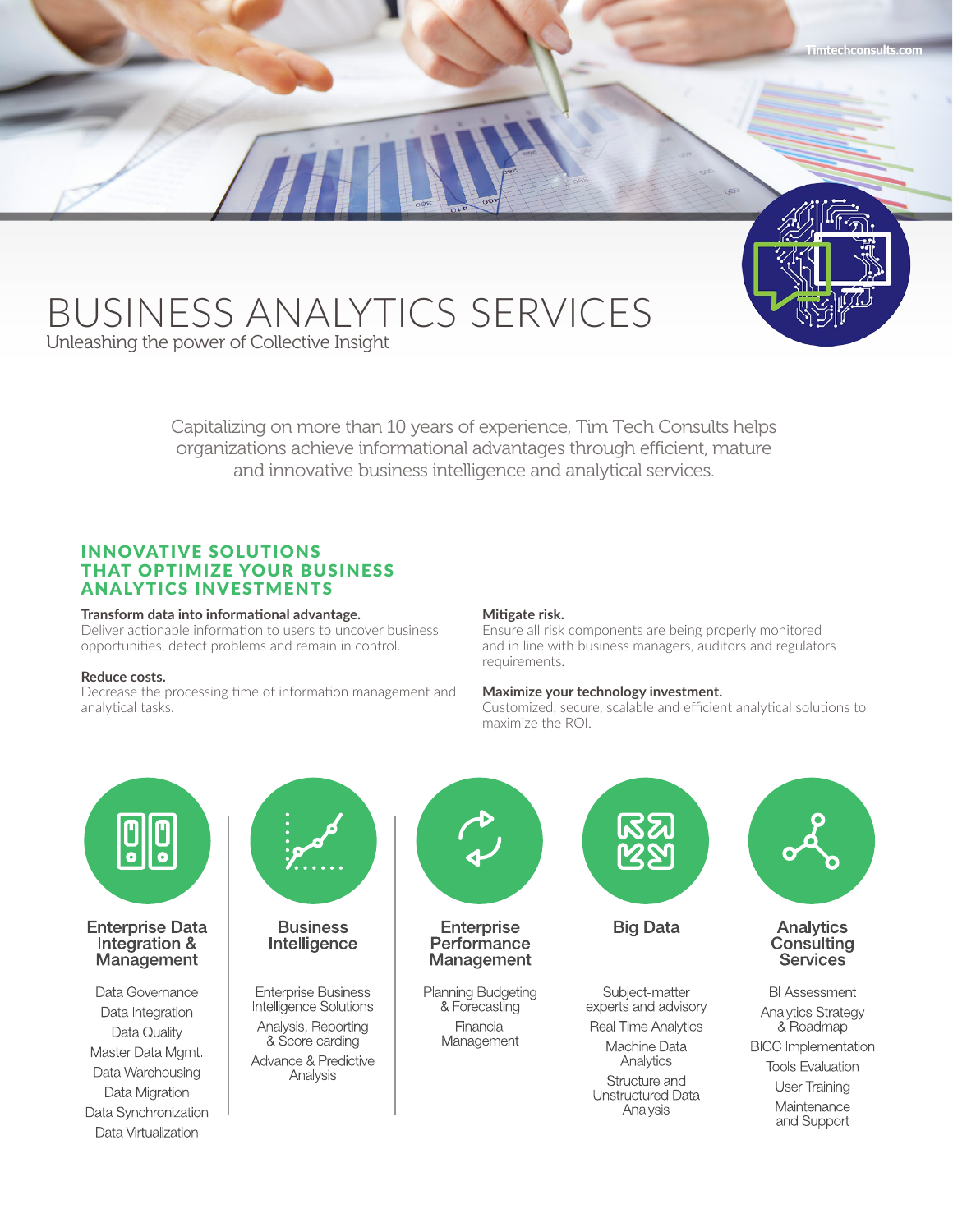# BUSINESS ANALYTICS SERVICES

Unleashing the power of Collective Insight

Capitalizing on more than 10 years of experience, Tim Tech Consults helps organizations achieve informational advantages through efficient, mature and innovative business intelligence and analytical services.

## INNOVATIVE SOLUTIONS THAT OPTIMIZE YOUR BUSINESS ANALYTICS INVESTMENTS

**Transform data into informational advantage.**
Deliver actionable information to users to uncover business opportunities, detect problems and remain in control.

**Reduce costs.**
Decrease the processing time of information management and analytical tasks.

**Mitigate risk.**
Ensure all risk components are being properly monitored and in line with business managers, auditors and regulators requirements.

**Maximize your technology investment.**
Customized, secure, scalable and efficient analytical solutions to maximize the ROI.

### Enterprise Data Integration & Management

- Data Governance
- Data Integration
- Data Quality
- Master Data Mgmt.
- Data Warehousing
- Data Migration
- Data Synchronization
- Data Virtualization

### Business Intelligence

- Enterprise Business Intelligence Solutions
- Analysis, Reporting & Score carding
- Advance & Predictive Analysis

### Enterprise Performance Management

- Planning Budgeting & Forecasting
- Financial Management

### Big Data

- Subject-matter experts and advisory
- Real Time Analytics
- Machine Data Analytics
- Structure and Unstructured Data Analysis

### Analytics Consulting Services

- BI Assessment
- Analytics Strategy & Roadmap
- BICC Implementation
- Tools Evaluation
- User Training
- Maintenance and Support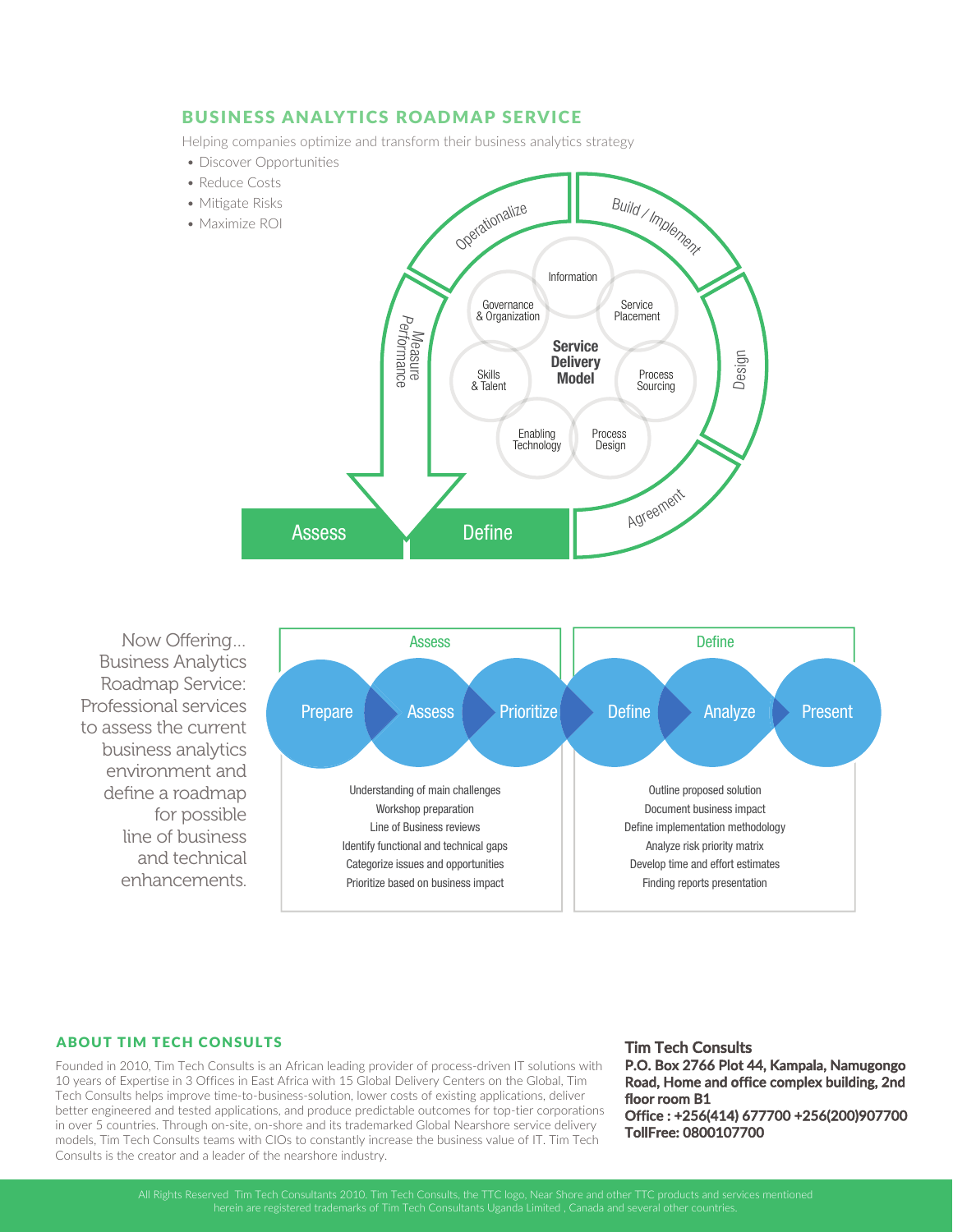## BUSINESS ANALYTICS ROADMAP SERVICE

Helping companies optimize and transform their business analytics strategy

- Discover Opportunities
- Reduce Costs
- Mitigate Risks
- Maximize ROI

Operationalize
Build / Implement
Design
Agreement
Define
Assess
Measure Performance

Service Delivery Model
Information
Service Placement
Process Sourcing
Process Design
Enabling Technology
Skills & Talent
Governance & Organization

Now Offering… Business Analytics Roadmap Service: Professional services to assess the current business analytics environment and define a roadmap for possible line of business and technical enhancements.

**Assess**

Prepare → Assess → Prioritize

- Understanding of main challenges
- Workshop preparation
- Line of Business reviews
- Identify functional and technical gaps
- Categorize issues and opportunities
- Prioritize based on business impact

**Define**

Define → Analyze → Present

- Outline proposed solution
- Document business impact
- Define implementation methodology
- Analyze risk priority matrix
- Develop time and effort estimates
- Finding reports presentation

## ABOUT TIM TECH CONSULTS

Founded in 2010, Tim Tech Consults is an African leading provider of process-driven IT solutions with 10 years of Expertise in 3 Offices in East Africa with 15 Global Delivery Centers on the Global, Tim Tech Consults helps improve time-to-business-solution, lower costs of existing applications, deliver better engineered and tested applications, and produce predictable outcomes for top-tier corporations in over 5 countries. Through on-site, on-shore and its trademarked Global Nearshore service delivery models, Tim Tech Consults teams with CIOs to constantly increase the business value of IT. Tim Tech Consults is the creator and a leader of the nearshore industry.

**Tim Tech Consults**
**P.O. Box 2766 Plot 44, Kampala, Namugongo Road, Home and office complex building, 2nd floor room B1**
**Office : +256(414) 677700 +256(200)907700**
**TollFree: 0800107700**

All Rights Reserved Tim Tech Consultants 2010. Tim Tech Consults, the TTC logo, Near Shore and other TTC products and services mentioned herein are registered trademarks of Tim Tech Consultants Uganda Limited , Canada and several other countries.